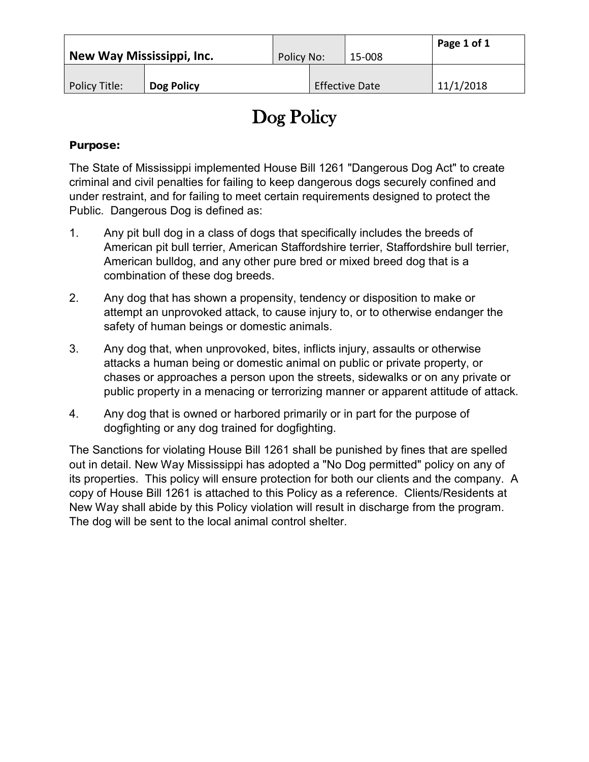| New Way Mississippi, Inc. | Policy No: | 15-008 | Page 1 of 1 |
|---|---|---|---|
| Policy Title: | Dog Policy | Effective Date | 11/1/2018 |

# Dog Policy

**Purpose:**

The State of Mississippi implemented House Bill 1261 "Dangerous Dog Act" to create criminal and civil penalties for failing to keep dangerous dogs securely confined and under restraint, and for failing to meet certain requirements designed to protect the Public. Dangerous Dog is defined as:

1. Any pit bull dog in a class of dogs that specifically includes the breeds of American pit bull terrier, American Staffordshire terrier, Staffordshire bull terrier, American bulldog, and any other pure bred or mixed breed dog that is a combination of these dog breeds.
2. Any dog that has shown a propensity, tendency or disposition to make or attempt an unprovoked attack, to cause injury to, or to otherwise endanger the safety of human beings or domestic animals.
3. Any dog that, when unprovoked, bites, inflicts injury, assaults or otherwise attacks a human being or domestic animal on public or private property, or chases or approaches a person upon the streets, sidewalks or on any private or public property in a menacing or terrorizing manner or apparent attitude of attack.
4. Any dog that is owned or harbored primarily or in part for the purpose of dogfighting or any dog trained for dogfighting.

The Sanctions for violating House Bill 1261 shall be punished by fines that are spelled out in detail. New Way Mississippi has adopted a "No Dog permitted" policy on any of its properties. This policy will ensure protection for both our clients and the company. A copy of House Bill 1261 is attached to this Policy as a reference. Clients/Residents at New Way shall abide by this Policy violation will result in discharge from the program. The dog will be sent to the local animal control shelter.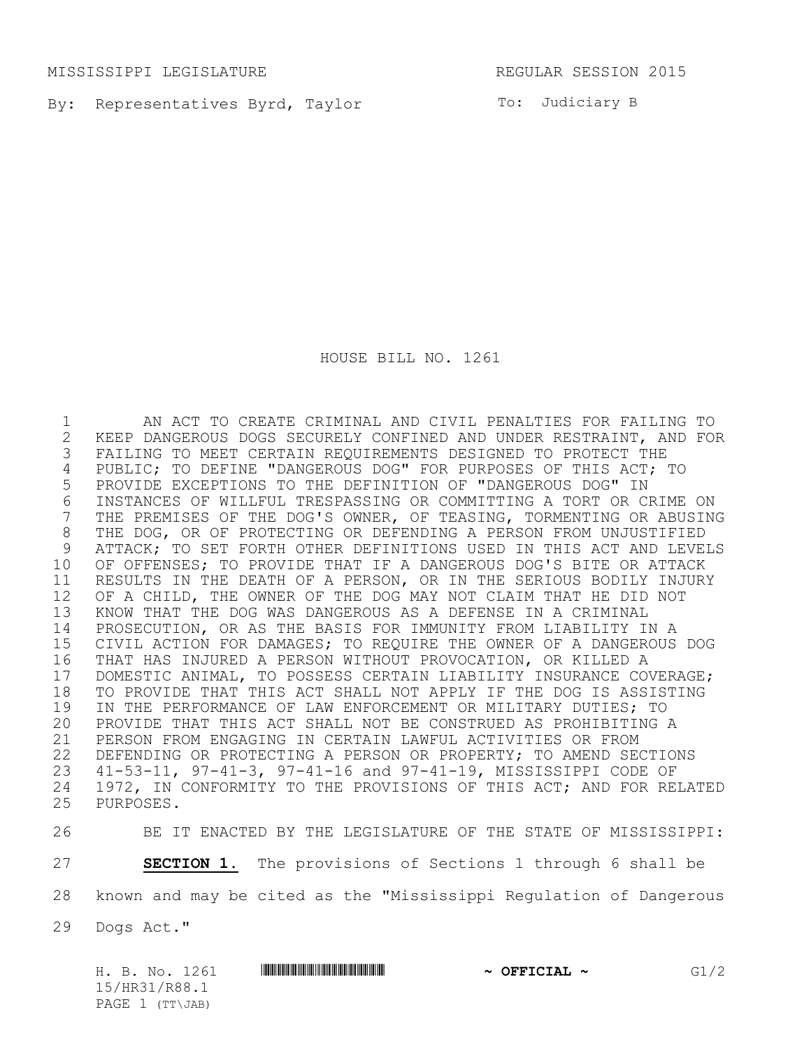MISSISSIPPI LEGISLATURE REGULAR SESSION 2015

By: Representatives Byrd, Taylor

To: Judiciary B

# HOUSE BILL NO. 1261

AN ACT TO CREATE CRIMINAL AND CIVIL PENALTIES FOR FAILING TO KEEP DANGEROUS DOGS SECURELY CONFINED AND UNDER RESTRAINT, AND FOR FAILING TO MEET CERTAIN REQUIREMENTS DESIGNED TO PROTECT THE PUBLIC; TO DEFINE "DANGEROUS DOG" FOR PURPOSES OF THIS ACT; TO PROVIDE EXCEPTIONS TO THE DEFINITION OF "DANGEROUS DOG" IN INSTANCES OF WILLFUL TRESPASSING OR COMMITTING A TORT OR CRIME ON THE PREMISES OF THE DOG'S OWNER, OF TEASING, TORMENTING OR ABUSING THE DOG, OR OF PROTECTING OR DEFENDING A PERSON FROM UNJUSTIFIED ATTACK; TO SET FORTH OTHER DEFINITIONS USED IN THIS ACT AND LEVELS OF OFFENSES; TO PROVIDE THAT IF A DANGEROUS DOG'S BITE OR ATTACK RESULTS IN THE DEATH OF A PERSON, OR IN THE SERIOUS BODILY INJURY OF A CHILD, THE OWNER OF THE DOG MAY NOT CLAIM THAT HE DID NOT KNOW THAT THE DOG WAS DANGEROUS AS A DEFENSE IN A CRIMINAL PROSECUTION, OR AS THE BASIS FOR IMMUNITY FROM LIABILITY IN A CIVIL ACTION FOR DAMAGES; TO REQUIRE THE OWNER OF A DANGEROUS DOG THAT HAS INJURED A PERSON WITHOUT PROVOCATION, OR KILLED A DOMESTIC ANIMAL, TO POSSESS CERTAIN LIABILITY INSURANCE COVERAGE; TO PROVIDE THAT THIS ACT SHALL NOT APPLY IF THE DOG IS ASSISTING IN THE PERFORMANCE OF LAW ENFORCEMENT OR MILITARY DUTIES; TO PROVIDE THAT THIS ACT SHALL NOT BE CONSTRUED AS PROHIBITING A PERSON FROM ENGAGING IN CERTAIN LAWFUL ACTIVITIES OR FROM DEFENDING OR PROTECTING A PERSON OR PROPERTY; TO AMEND SECTIONS 41-53-11, 97-41-3, 97-41-16 and 97-41-19, MISSISSIPPI CODE OF 1972, IN CONFORMITY TO THE PROVISIONS OF THIS ACT; AND FOR RELATED PURPOSES.

BE IT ENACTED BY THE LEGISLATURE OF THE STATE OF MISSISSIPPI:

**SECTION 1.** The provisions of Sections 1 through 6 shall be known and may be cited as the "Mississippi Regulation of Dangerous Dogs Act."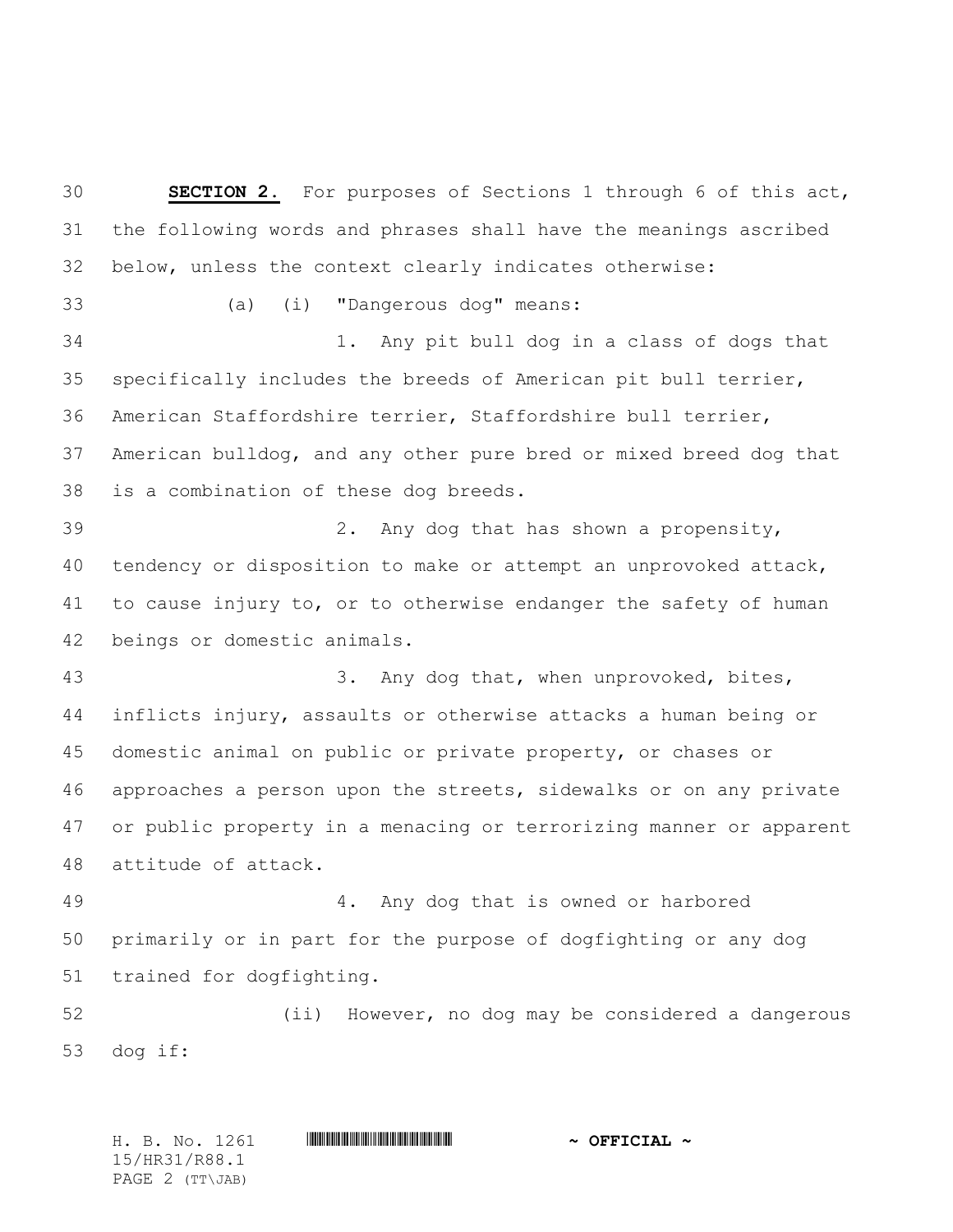**SECTION 2.** For purposes of Sections 1 through 6 of this act, the following words and phrases shall have the meanings ascribed below, unless the context clearly indicates otherwise:

(a) (i) "Dangerous dog" means:

1. Any pit bull dog in a class of dogs that specifically includes the breeds of American pit bull terrier, American Staffordshire terrier, Staffordshire bull terrier, American bulldog, and any other pure bred or mixed breed dog that is a combination of these dog breeds.

2. Any dog that has shown a propensity, tendency or disposition to make or attempt an unprovoked attack, to cause injury to, or to otherwise endanger the safety of human beings or domestic animals.

3. Any dog that, when unprovoked, bites, inflicts injury, assaults or otherwise attacks a human being or domestic animal on public or private property, or chases or approaches a person upon the streets, sidewalks or on any private or public property in a menacing or terrorizing manner or apparent attitude of attack.

4. Any dog that is owned or harbored primarily or in part for the purpose of dogfighting or any dog trained for dogfighting.

(ii) However, no dog may be considered a dangerous dog if: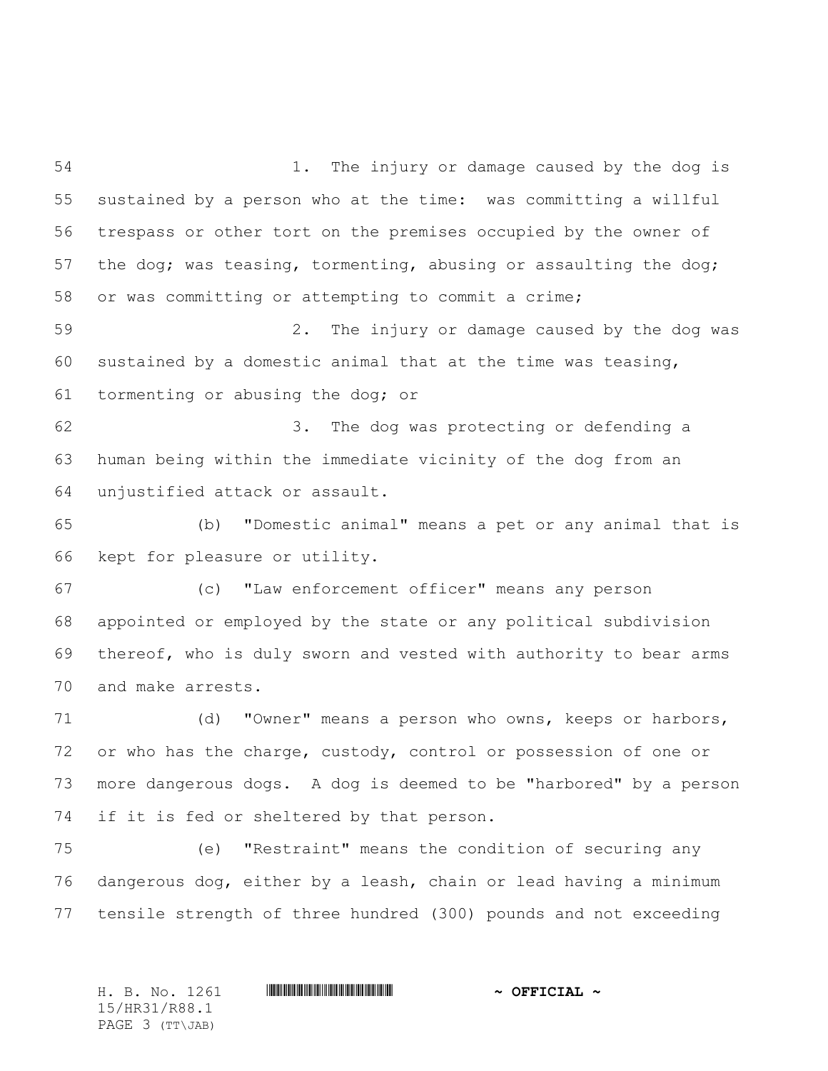1. The injury or damage caused by the dog is sustained by a person who at the time: was committing a willful trespass or other tort on the premises occupied by the owner of the dog; was teasing, tormenting, abusing or assaulting the dog; or was committing or attempting to commit a crime;

2. The injury or damage caused by the dog was sustained by a domestic animal that at the time was teasing, tormenting or abusing the dog; or

3. The dog was protecting or defending a human being within the immediate vicinity of the dog from an unjustified attack or assault.

(b) "Domestic animal" means a pet or any animal that is kept for pleasure or utility.

(c) "Law enforcement officer" means any person appointed or employed by the state or any political subdivision thereof, who is duly sworn and vested with authority to bear arms and make arrests.

(d) "Owner" means a person who owns, keeps or harbors, or who has the charge, custody, control or possession of one or more dangerous dogs. A dog is deemed to be "harbored" by a person if it is fed or sheltered by that person.

(e) "Restraint" means the condition of securing any dangerous dog, either by a leash, chain or lead having a minimum tensile strength of three hundred (300) pounds and not exceeding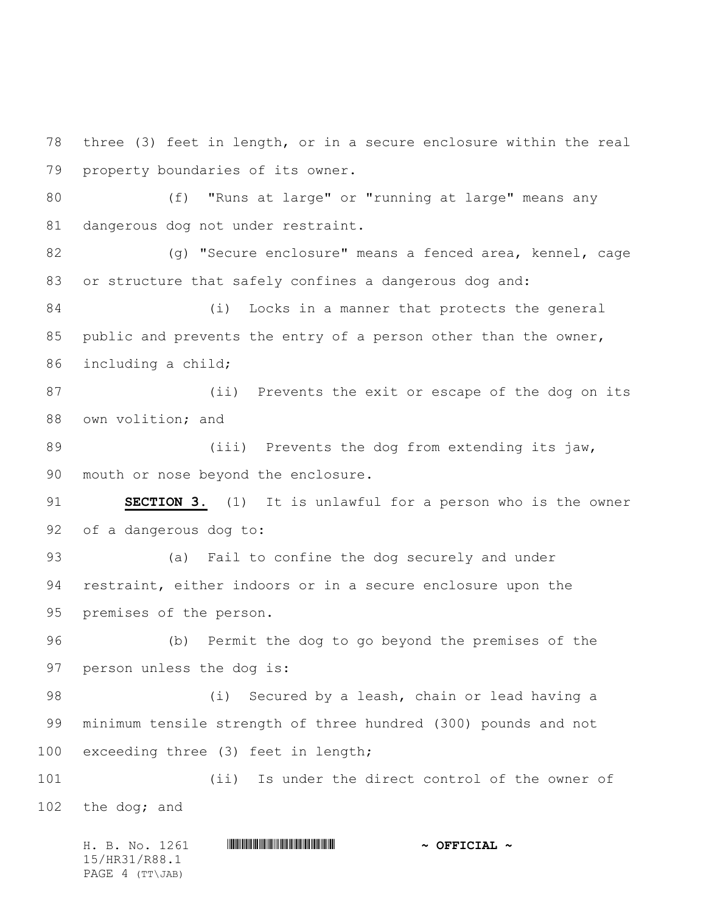three (3) feet in length, or in a secure enclosure within the real property boundaries of its owner.

(f) "Runs at large" or "running at large" means any dangerous dog not under restraint.

(g) "Secure enclosure" means a fenced area, kennel, cage or structure that safely confines a dangerous dog and:

(i) Locks in a manner that protects the general public and prevents the entry of a person other than the owner, including a child;

(ii) Prevents the exit or escape of the dog on its own volition; and

(iii) Prevents the dog from extending its jaw, mouth or nose beyond the enclosure.

**SECTION 3.** (1) It is unlawful for a person who is the owner of a dangerous dog to:

(a) Fail to confine the dog securely and under restraint, either indoors or in a secure enclosure upon the premises of the person.

(b) Permit the dog to go beyond the premises of the person unless the dog is:

(i) Secured by a leash, chain or lead having a minimum tensile strength of three hundred (300) pounds and not exceeding three (3) feet in length;

(ii) Is under the direct control of the owner of the dog; and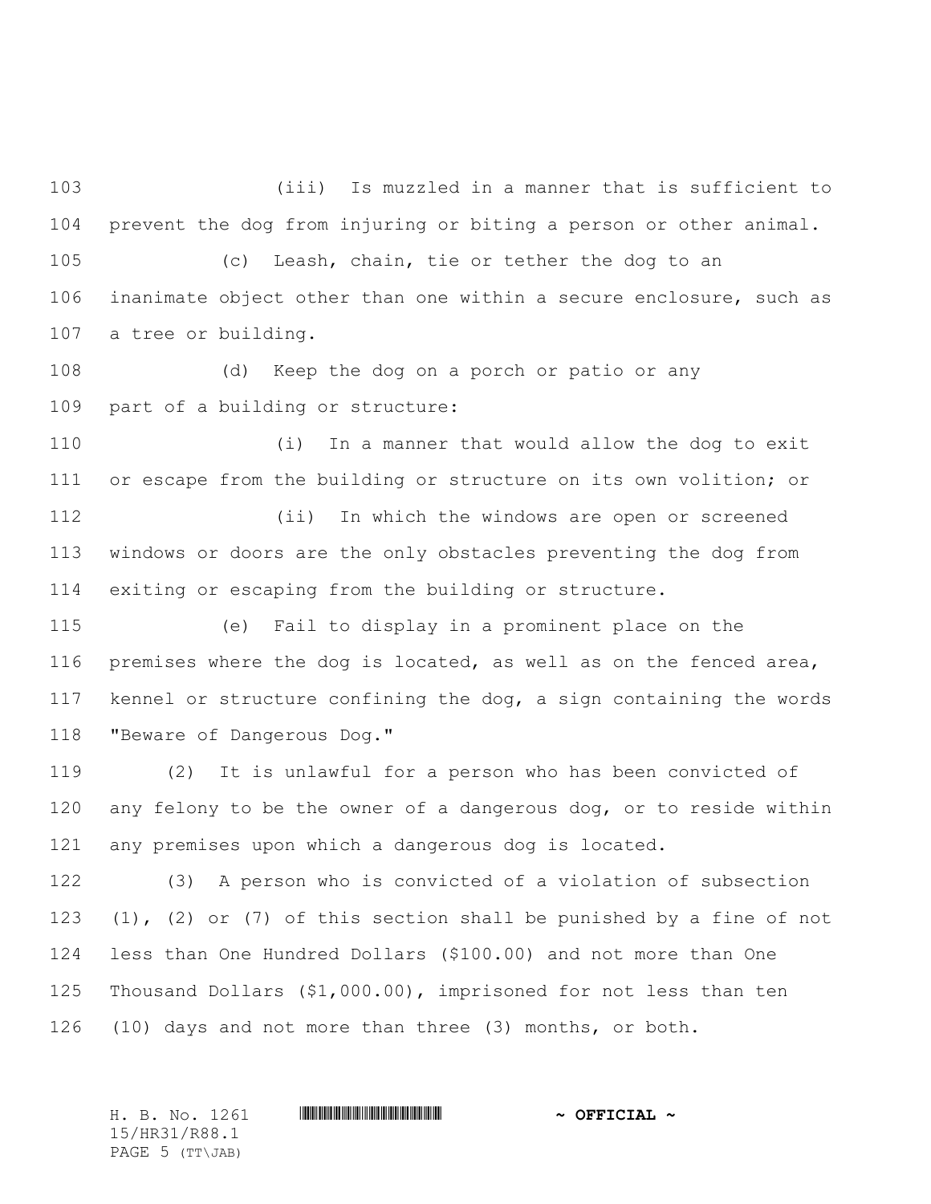(iii) Is muzzled in a manner that is sufficient to prevent the dog from injuring or biting a person or other animal.

(c) Leash, chain, tie or tether the dog to an inanimate object other than one within a secure enclosure, such as a tree or building.

(d) Keep the dog on a porch or patio or any part of a building or structure:

(i) In a manner that would allow the dog to exit or escape from the building or structure on its own volition; or

(ii) In which the windows are open or screened windows or doors are the only obstacles preventing the dog from exiting or escaping from the building or structure.

(e) Fail to display in a prominent place on the premises where the dog is located, as well as on the fenced area, kennel or structure confining the dog, a sign containing the words "Beware of Dangerous Dog."

(2) It is unlawful for a person who has been convicted of any felony to be the owner of a dangerous dog, or to reside within any premises upon which a dangerous dog is located.

(3) A person who is convicted of a violation of subsection (1), (2) or (7) of this section shall be punished by a fine of not less than One Hundred Dollars ($100.00) and not more than One Thousand Dollars ($1,000.00), imprisoned for not less than ten (10) days and not more than three (3) months, or both.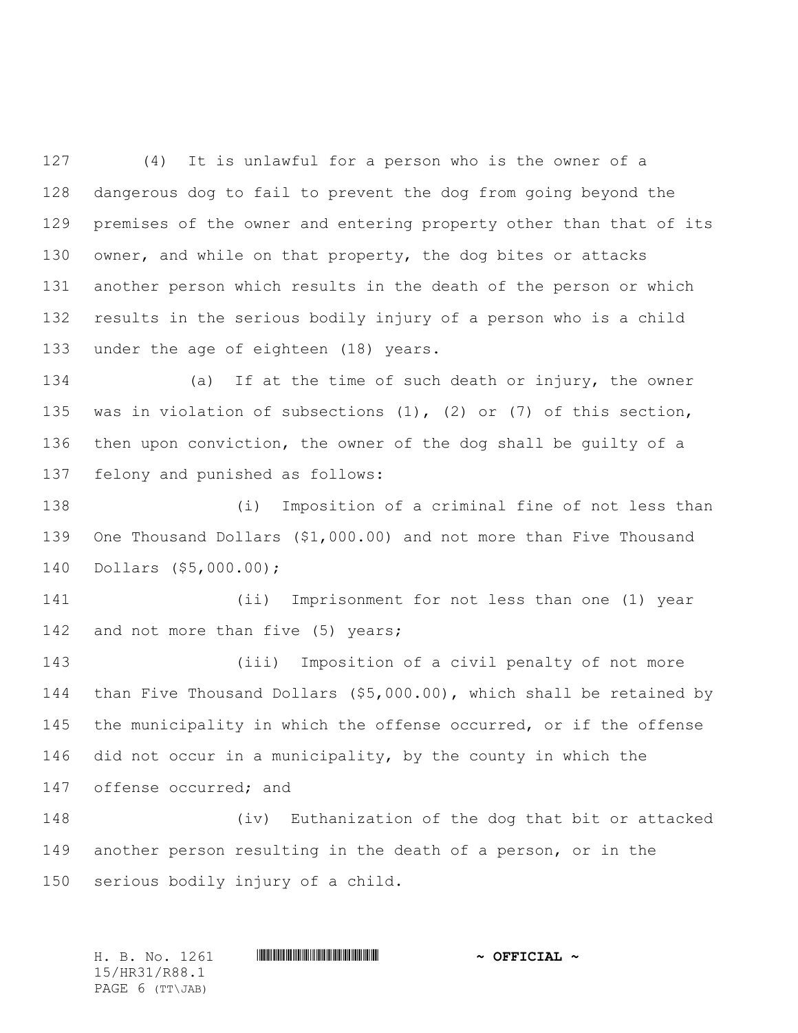(4) It is unlawful for a person who is the owner of a dangerous dog to fail to prevent the dog from going beyond the premises of the owner and entering property other than that of its owner, and while on that property, the dog bites or attacks another person which results in the death of the person or which results in the serious bodily injury of a person who is a child under the age of eighteen (18) years.

(a) If at the time of such death or injury, the owner was in violation of subsections (1), (2) or (7) of this section, then upon conviction, the owner of the dog shall be guilty of a felony and punished as follows:

(i) Imposition of a criminal fine of not less than One Thousand Dollars ($1,000.00) and not more than Five Thousand Dollars ($5,000.00);

(ii) Imprisonment for not less than one (1) year and not more than five (5) years;

(iii) Imposition of a civil penalty of not more than Five Thousand Dollars ($5,000.00), which shall be retained by the municipality in which the offense occurred, or if the offense did not occur in a municipality, by the county in which the offense occurred; and

(iv) Euthanization of the dog that bit or attacked another person resulting in the death of a person, or in the serious bodily injury of a child.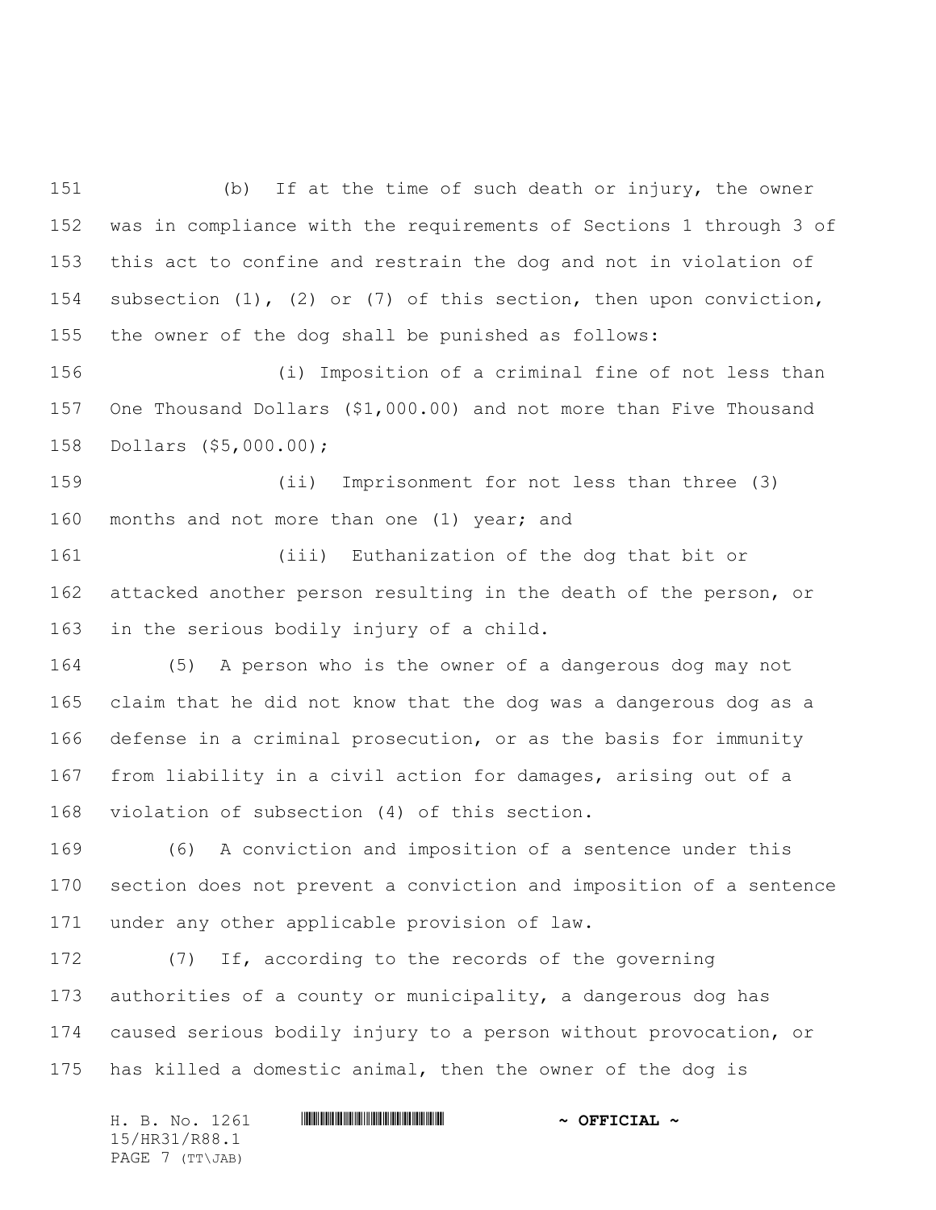(b) If at the time of such death or injury, the owner was in compliance with the requirements of Sections 1 through 3 of this act to confine and restrain the dog and not in violation of subsection (1), (2) or (7) of this section, then upon conviction, the owner of the dog shall be punished as follows:

(i) Imposition of a criminal fine of not less than One Thousand Dollars ($1,000.00) and not more than Five Thousand Dollars ($5,000.00);

(ii) Imprisonment for not less than three (3) months and not more than one (1) year; and

(iii) Euthanization of the dog that bit or attacked another person resulting in the death of the person, or in the serious bodily injury of a child.

(5) A person who is the owner of a dangerous dog may not claim that he did not know that the dog was a dangerous dog as a defense in a criminal prosecution, or as the basis for immunity from liability in a civil action for damages, arising out of a violation of subsection (4) of this section.

(6) A conviction and imposition of a sentence under this section does not prevent a conviction and imposition of a sentence under any other applicable provision of law.

(7) If, according to the records of the governing authorities of a county or municipality, a dangerous dog has caused serious bodily injury to a person without provocation, or has killed a domestic animal, then the owner of the dog is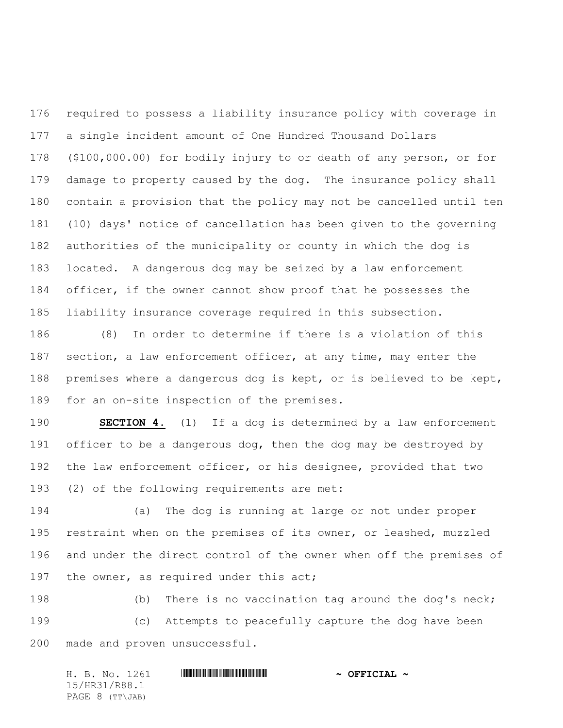required to possess a liability insurance policy with coverage in a single incident amount of One Hundred Thousand Dollars ($100,000.00) for bodily injury to or death of any person, or for damage to property caused by the dog. The insurance policy shall contain a provision that the policy may not be cancelled until ten (10) days' notice of cancellation has been given to the governing authorities of the municipality or county in which the dog is located. A dangerous dog may be seized by a law enforcement officer, if the owner cannot show proof that he possesses the liability insurance coverage required in this subsection.

(8) In order to determine if there is a violation of this section, a law enforcement officer, at any time, may enter the premises where a dangerous dog is kept, or is believed to be kept, for an on-site inspection of the premises.

**SECTION 4.** (1) If a dog is determined by a law enforcement officer to be a dangerous dog, then the dog may be destroyed by the law enforcement officer, or his designee, provided that two (2) of the following requirements are met:

(a) The dog is running at large or not under proper restraint when on the premises of its owner, or leashed, muzzled and under the direct control of the owner when off the premises of the owner, as required under this act;

(b) There is no vaccination tag around the dog's neck;

(c) Attempts to peacefully capture the dog have been made and proven unsuccessful.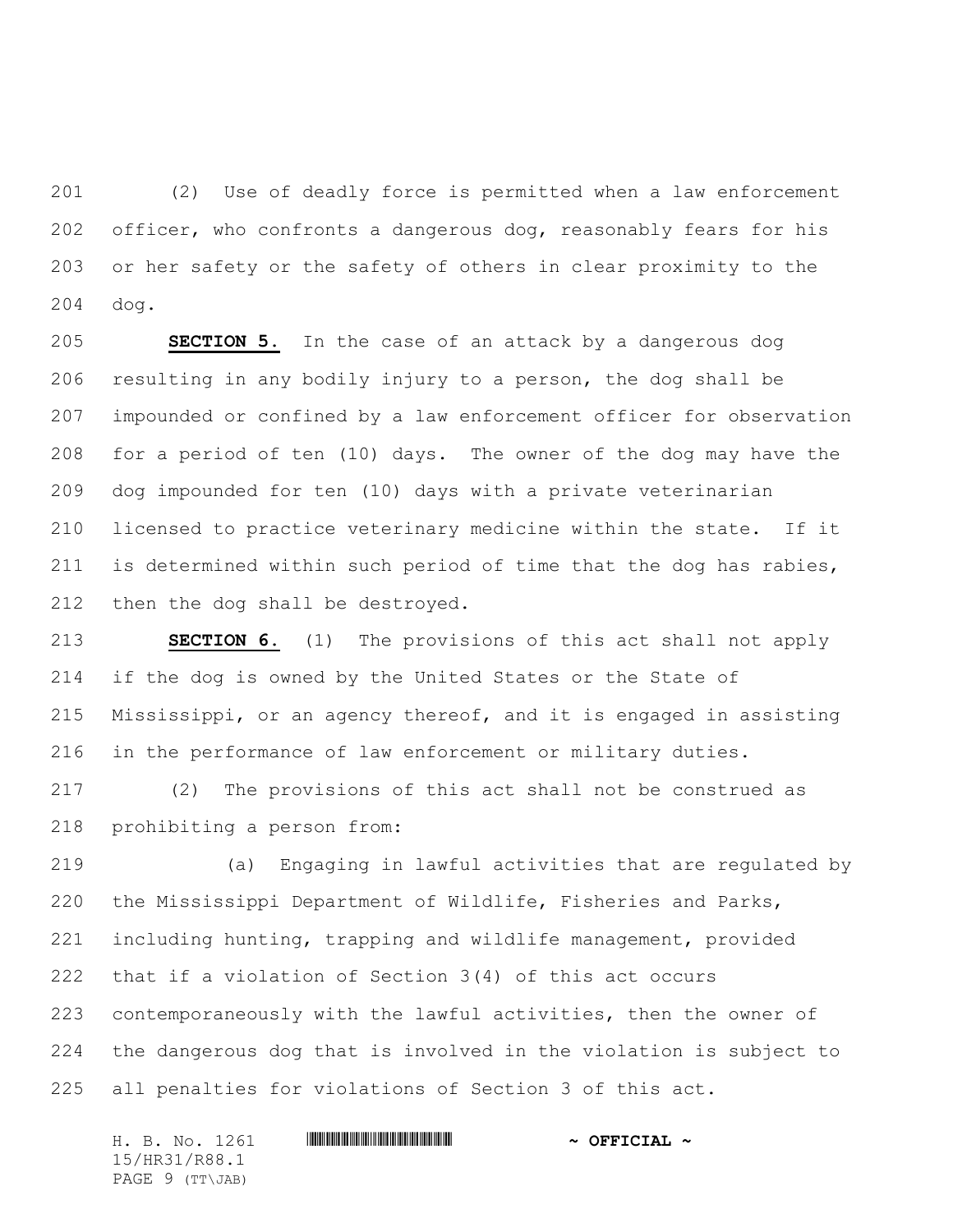(2) Use of deadly force is permitted when a law enforcement officer, who confronts a dangerous dog, reasonably fears for his or her safety or the safety of others in clear proximity to the dog.

**SECTION 5.** In the case of an attack by a dangerous dog resulting in any bodily injury to a person, the dog shall be impounded or confined by a law enforcement officer for observation for a period of ten (10) days. The owner of the dog may have the dog impounded for ten (10) days with a private veterinarian licensed to practice veterinary medicine within the state. If it is determined within such period of time that the dog has rabies, then the dog shall be destroyed.

**SECTION 6.** (1) The provisions of this act shall not apply if the dog is owned by the United States or the State of Mississippi, or an agency thereof, and it is engaged in assisting in the performance of law enforcement or military duties.

(2) The provisions of this act shall not be construed as prohibiting a person from:

(a) Engaging in lawful activities that are regulated by the Mississippi Department of Wildlife, Fisheries and Parks, including hunting, trapping and wildlife management, provided that if a violation of Section 3(4) of this act occurs contemporaneously with the lawful activities, then the owner of the dangerous dog that is involved in the violation is subject to all penalties for violations of Section 3 of this act.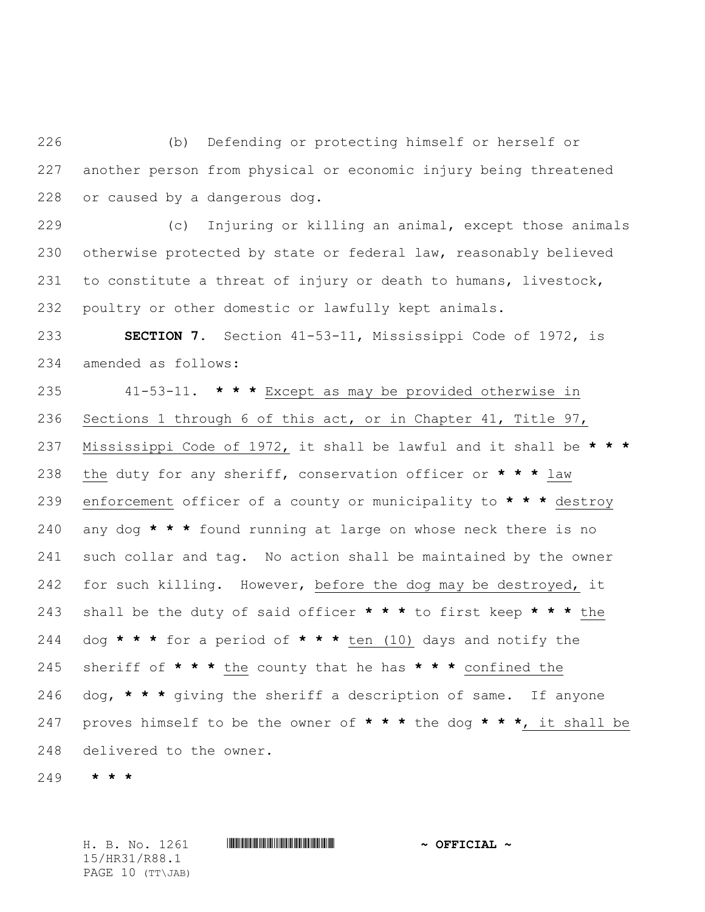(b) Defending or protecting himself or herself or another person from physical or economic injury being threatened or caused by a dangerous dog.

(c) Injuring or killing an animal, except those animals otherwise protected by state or federal law, reasonably believed to constitute a threat of injury or death to humans, livestock, poultry or other domestic or lawfully kept animals.

**SECTION 7.** Section 41-53-11, Mississippi Code of 1972, is amended as follows:

41-53-11. *** Except as may be provided otherwise in Sections 1 through 6 of this act, or in Chapter 41, Title 97, Mississippi Code of 1972, it shall be lawful and it shall be *** the duty for any sheriff, conservation officer or *** law enforcement officer of a county or municipality to *** destroy any dog *** found running at large on whose neck there is no such collar and tag. No action shall be maintained by the owner for such killing. However, before the dog may be destroyed, it shall be the duty of said officer *** to first keep *** the dog *** for a period of *** ten (10) days and notify the sheriff of *** the county that he has *** confined the dog, *** giving the sheriff a description of same. If anyone proves himself to be the owner of *** the dog ***, it shall be delivered to the owner.

***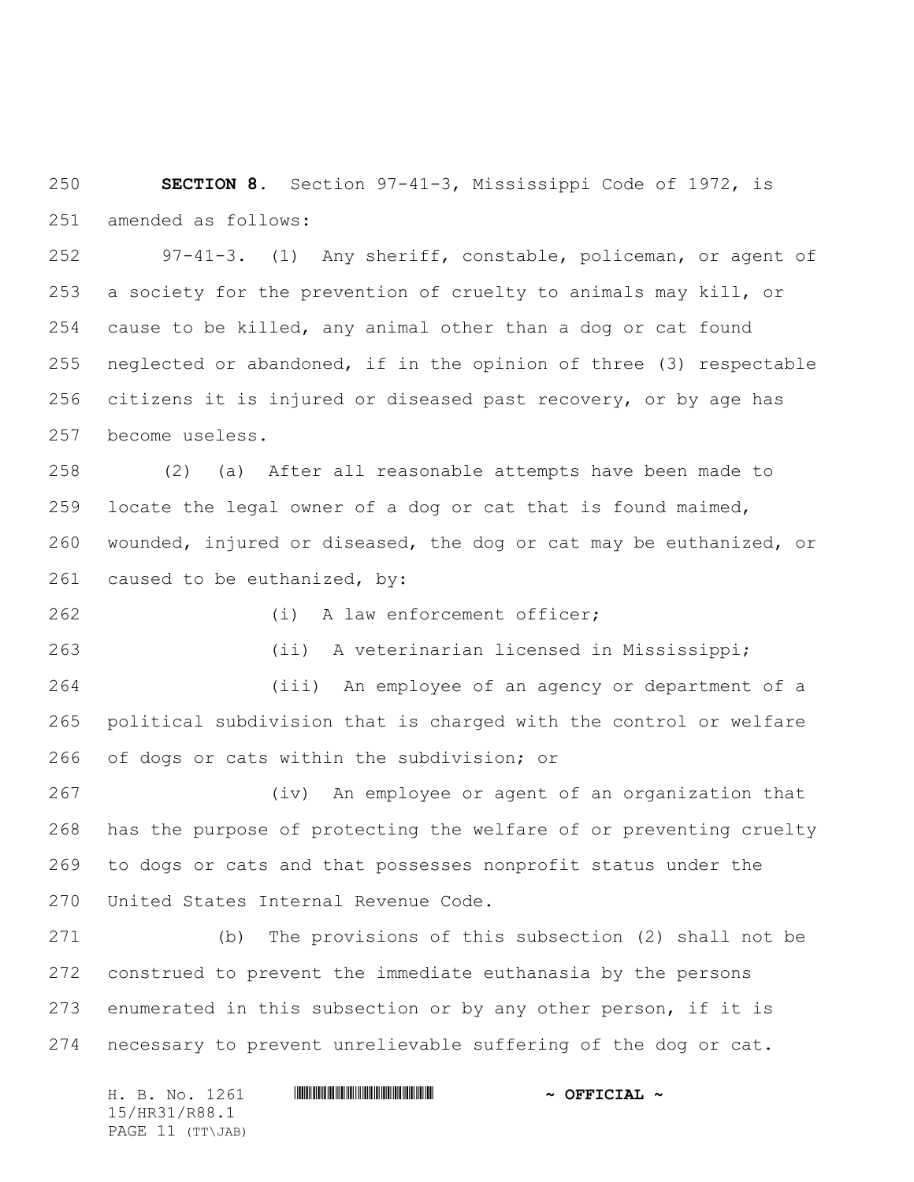**SECTION 8.** Section 97-41-3, Mississippi Code of 1972, is amended as follows:

97-41-3. (1) Any sheriff, constable, policeman, or agent of a society for the prevention of cruelty to animals may kill, or cause to be killed, any animal other than a dog or cat found neglected or abandoned, if in the opinion of three (3) respectable citizens it is injured or diseased past recovery, or by age has become useless.

(2) (a) After all reasonable attempts have been made to locate the legal owner of a dog or cat that is found maimed, wounded, injured or diseased, the dog or cat may be euthanized, or caused to be euthanized, by:

(i) A law enforcement officer;

(ii) A veterinarian licensed in Mississippi;

(iii) An employee of an agency or department of a political subdivision that is charged with the control or welfare of dogs or cats within the subdivision; or

(iv) An employee or agent of an organization that has the purpose of protecting the welfare of or preventing cruelty to dogs or cats and that possesses nonprofit status under the United States Internal Revenue Code.

(b) The provisions of this subsection (2) shall not be construed to prevent the immediate euthanasia by the persons enumerated in this subsection or by any other person, if it is necessary to prevent unrelievable suffering of the dog or cat.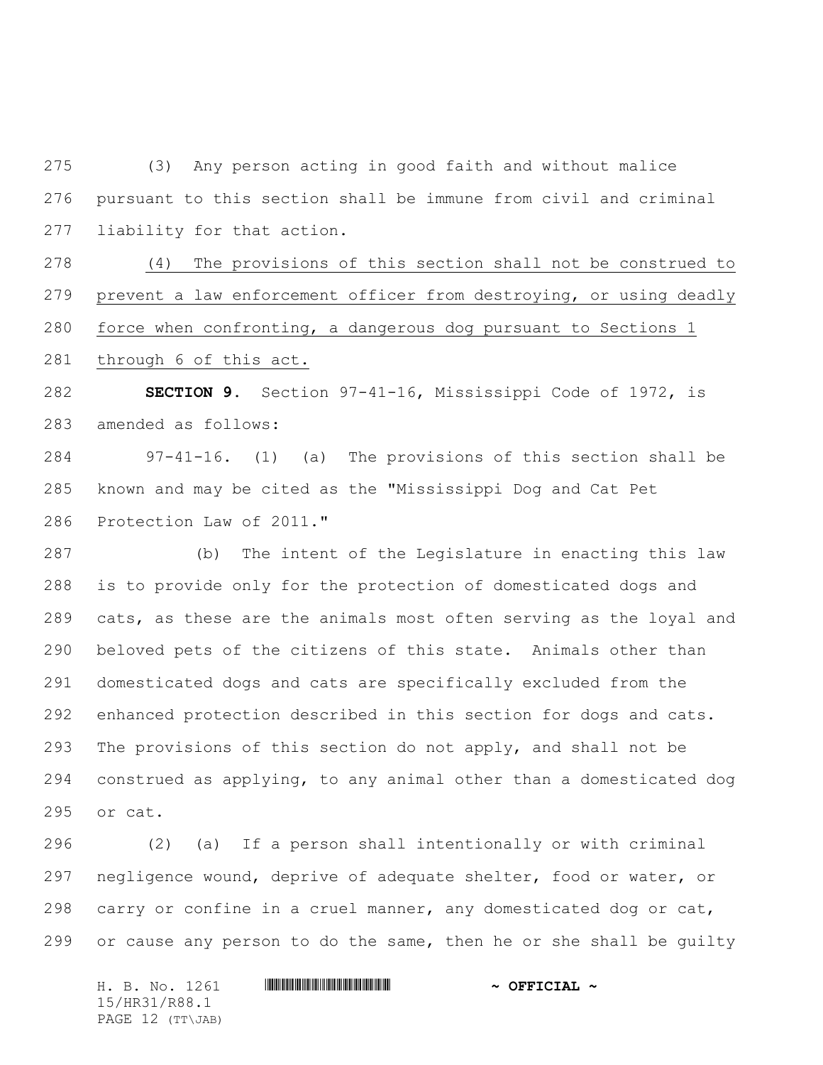(3) Any person acting in good faith and without malice pursuant to this section shall be immune from civil and criminal liability for that action.

<u>(4) The provisions of this section shall not be construed to prevent a law enforcement officer from destroying, or using deadly force when confronting, a dangerous dog pursuant to Sections 1 through 6 of this act.</u>

**SECTION 9.** Section 97-41-16, Mississippi Code of 1972, is amended as follows:

97-41-16. (1) (a) The provisions of this section shall be known and may be cited as the "Mississippi Dog and Cat Pet Protection Law of 2011."

(b) The intent of the Legislature in enacting this law is to provide only for the protection of domesticated dogs and cats, as these are the animals most often serving as the loyal and beloved pets of the citizens of this state. Animals other than domesticated dogs and cats are specifically excluded from the enhanced protection described in this section for dogs and cats. The provisions of this section do not apply, and shall not be construed as applying, to any animal other than a domesticated dog or cat.

(2) (a) If a person shall intentionally or with criminal negligence wound, deprive of adequate shelter, food or water, or carry or confine in a cruel manner, any domesticated dog or cat, or cause any person to do the same, then he or she shall be guilty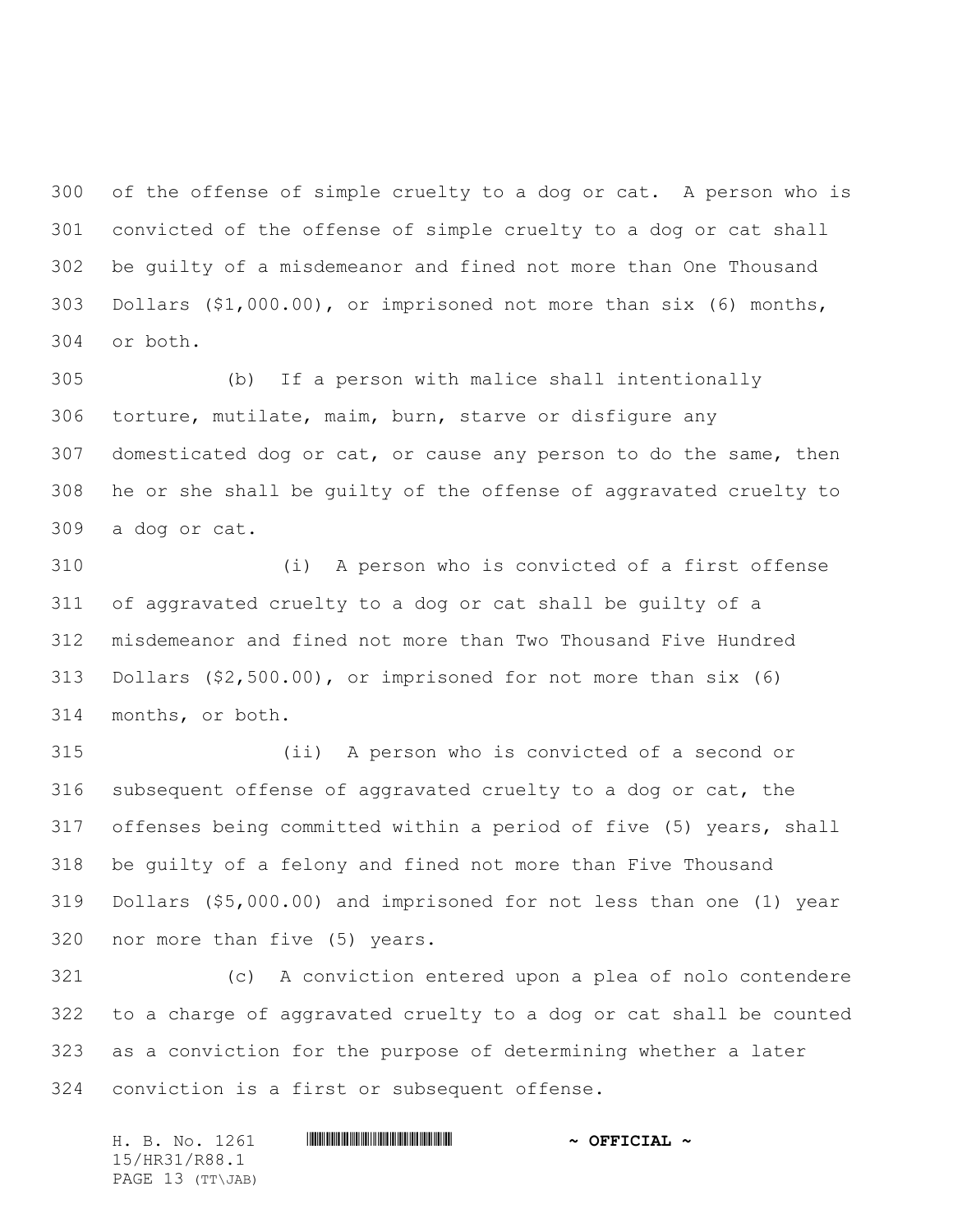of the offense of simple cruelty to a dog or cat. A person who is convicted of the offense of simple cruelty to a dog or cat shall be guilty of a misdemeanor and fined not more than One Thousand Dollars ($1,000.00), or imprisoned not more than six (6) months, or both.

(b) If a person with malice shall intentionally torture, mutilate, maim, burn, starve or disfigure any domesticated dog or cat, or cause any person to do the same, then he or she shall be guilty of the offense of aggravated cruelty to a dog or cat.

(i) A person who is convicted of a first offense of aggravated cruelty to a dog or cat shall be guilty of a misdemeanor and fined not more than Two Thousand Five Hundred Dollars ($2,500.00), or imprisoned for not more than six (6) months, or both.

(ii) A person who is convicted of a second or subsequent offense of aggravated cruelty to a dog or cat, the offenses being committed within a period of five (5) years, shall be guilty of a felony and fined not more than Five Thousand Dollars ($5,000.00) and imprisoned for not less than one (1) year nor more than five (5) years.

(c) A conviction entered upon a plea of nolo contendere to a charge of aggravated cruelty to a dog or cat shall be counted as a conviction for the purpose of determining whether a later conviction is a first or subsequent offense.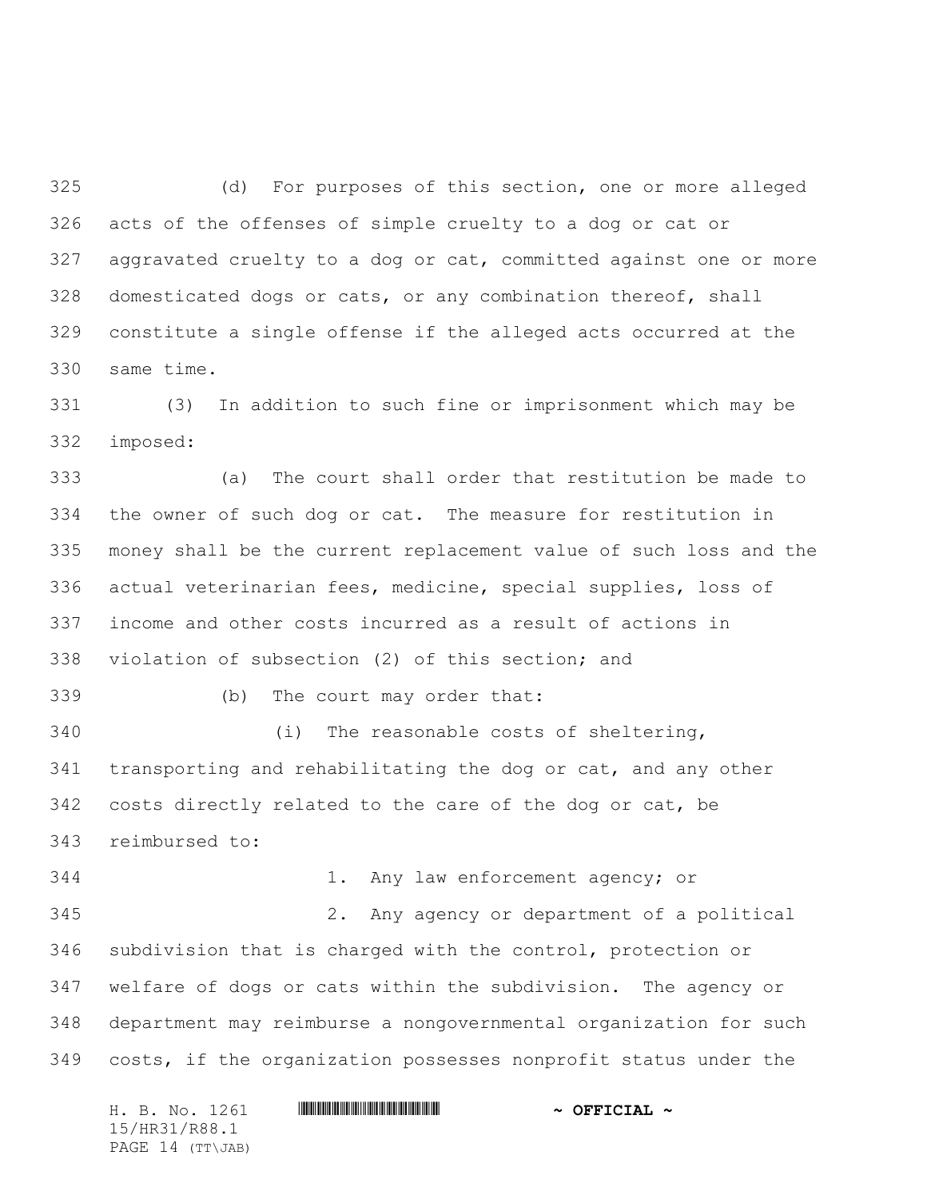(d) For purposes of this section, one or more alleged acts of the offenses of simple cruelty to a dog or cat or aggravated cruelty to a dog or cat, committed against one or more domesticated dogs or cats, or any combination thereof, shall constitute a single offense if the alleged acts occurred at the same time.

(3) In addition to such fine or imprisonment which may be imposed:

(a) The court shall order that restitution be made to the owner of such dog or cat. The measure for restitution in money shall be the current replacement value of such loss and the actual veterinarian fees, medicine, special supplies, loss of income and other costs incurred as a result of actions in violation of subsection (2) of this section; and

(b) The court may order that:

(i) The reasonable costs of sheltering, transporting and rehabilitating the dog or cat, and any other costs directly related to the care of the dog or cat, be reimbursed to:

1. Any law enforcement agency; or

2. Any agency or department of a political subdivision that is charged with the control, protection or welfare of dogs or cats within the subdivision. The agency or department may reimburse a nongovernmental organization for such costs, if the organization possesses nonprofit status under the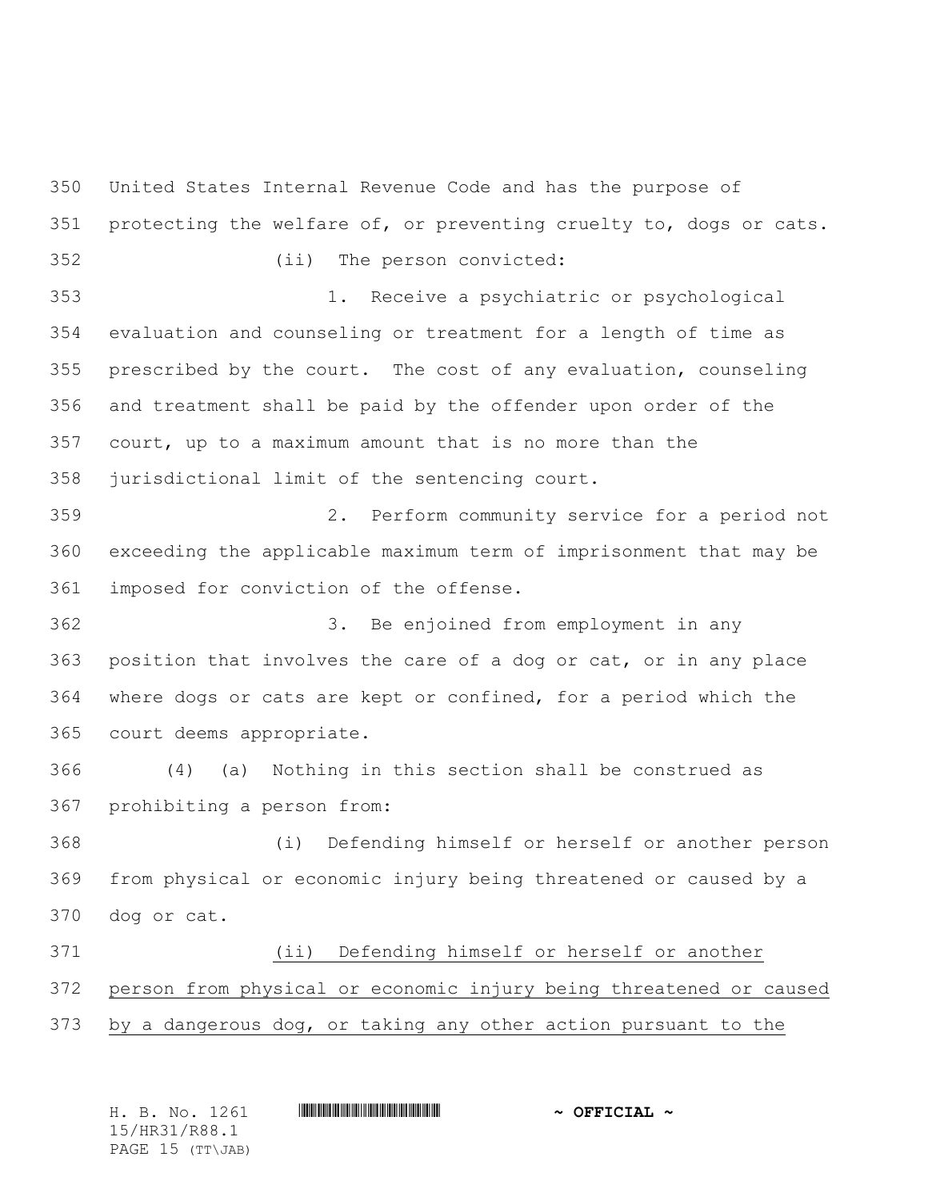United States Internal Revenue Code and has the purpose of protecting the welfare of, or preventing cruelty to, dogs or cats.

(ii) The person convicted:

1. Receive a psychiatric or psychological evaluation and counseling or treatment for a length of time as prescribed by the court. The cost of any evaluation, counseling and treatment shall be paid by the offender upon order of the court, up to a maximum amount that is no more than the jurisdictional limit of the sentencing court.

2. Perform community service for a period not exceeding the applicable maximum term of imprisonment that may be imposed for conviction of the offense.

3. Be enjoined from employment in any position that involves the care of a dog or cat, or in any place where dogs or cats are kept or confined, for a period which the court deems appropriate.

(4) (a) Nothing in this section shall be construed as prohibiting a person from:

(i) Defending himself or herself or another person from physical or economic injury being threatened or caused by a dog or cat.

<u>(ii) Defending himself or herself or another person from physical or economic injury being threatened or caused by a dangerous dog, or taking any other action pursuant to the</u>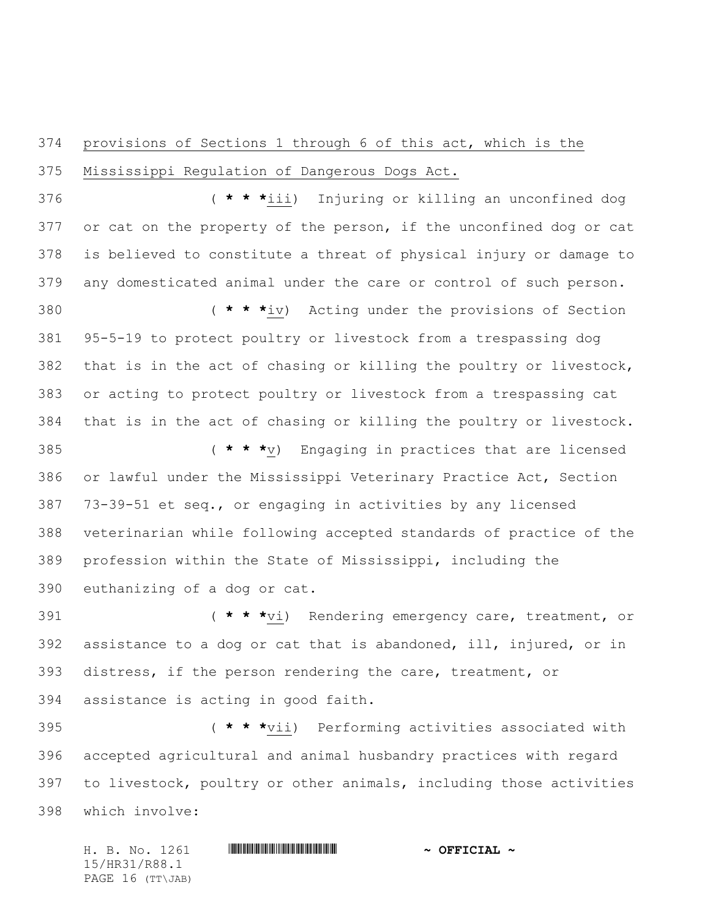provisions of Sections 1 through 6 of this act, which is the Mississippi Regulation of Dangerous Dogs Act.

( * * *iii) Injuring or killing an unconfined dog or cat on the property of the person, if the unconfined dog or cat is believed to constitute a threat of physical injury or damage to any domesticated animal under the care or control of such person.

( * * *iv) Acting under the provisions of Section 95-5-19 to protect poultry or livestock from a trespassing dog that is in the act of chasing or killing the poultry or livestock, or acting to protect poultry or livestock from a trespassing cat that is in the act of chasing or killing the poultry or livestock.

( * * *v) Engaging in practices that are licensed or lawful under the Mississippi Veterinary Practice Act, Section 73-39-51 et seq., or engaging in activities by any licensed veterinarian while following accepted standards of practice of the profession within the State of Mississippi, including the euthanizing of a dog or cat.

( * * *vi) Rendering emergency care, treatment, or assistance to a dog or cat that is abandoned, ill, injured, or in distress, if the person rendering the care, treatment, or assistance is acting in good faith.

( * * *vii) Performing activities associated with accepted agricultural and animal husbandry practices with regard to livestock, poultry or other animals, including those activities which involve: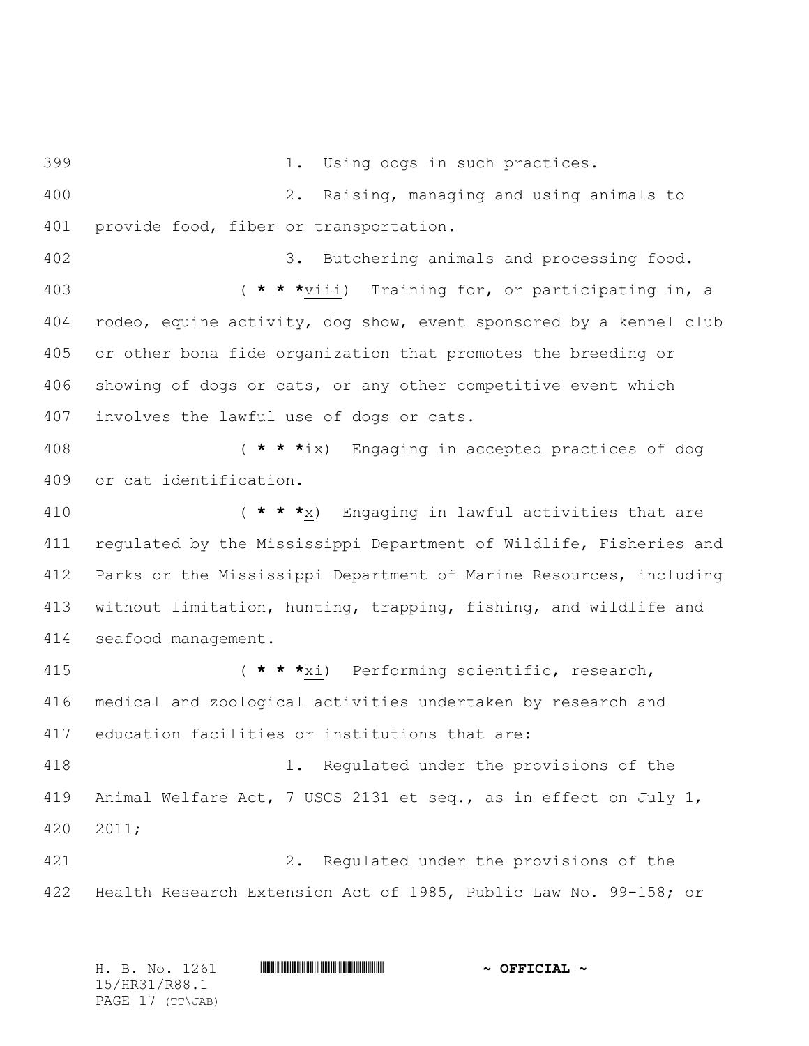1. Using dogs in such practices.

2. Raising, managing and using animals to provide food, fiber or transportation.

3. Butchering animals and processing food.

( * * *viii) Training for, or participating in, a rodeo, equine activity, dog show, event sponsored by a kennel club or other bona fide organization that promotes the breeding or showing of dogs or cats, or any other competitive event which involves the lawful use of dogs or cats.

( * * *ix) Engaging in accepted practices of dog or cat identification.

( * * *x) Engaging in lawful activities that are regulated by the Mississippi Department of Wildlife, Fisheries and Parks or the Mississippi Department of Marine Resources, including without limitation, hunting, trapping, fishing, and wildlife and seafood management.

( * * *xi) Performing scientific, research, medical and zoological activities undertaken by research and education facilities or institutions that are:

1. Regulated under the provisions of the Animal Welfare Act, 7 USCS 2131 et seq., as in effect on July 1, 2011;

2. Regulated under the provisions of the Health Research Extension Act of 1985, Public Law No. 99-158; or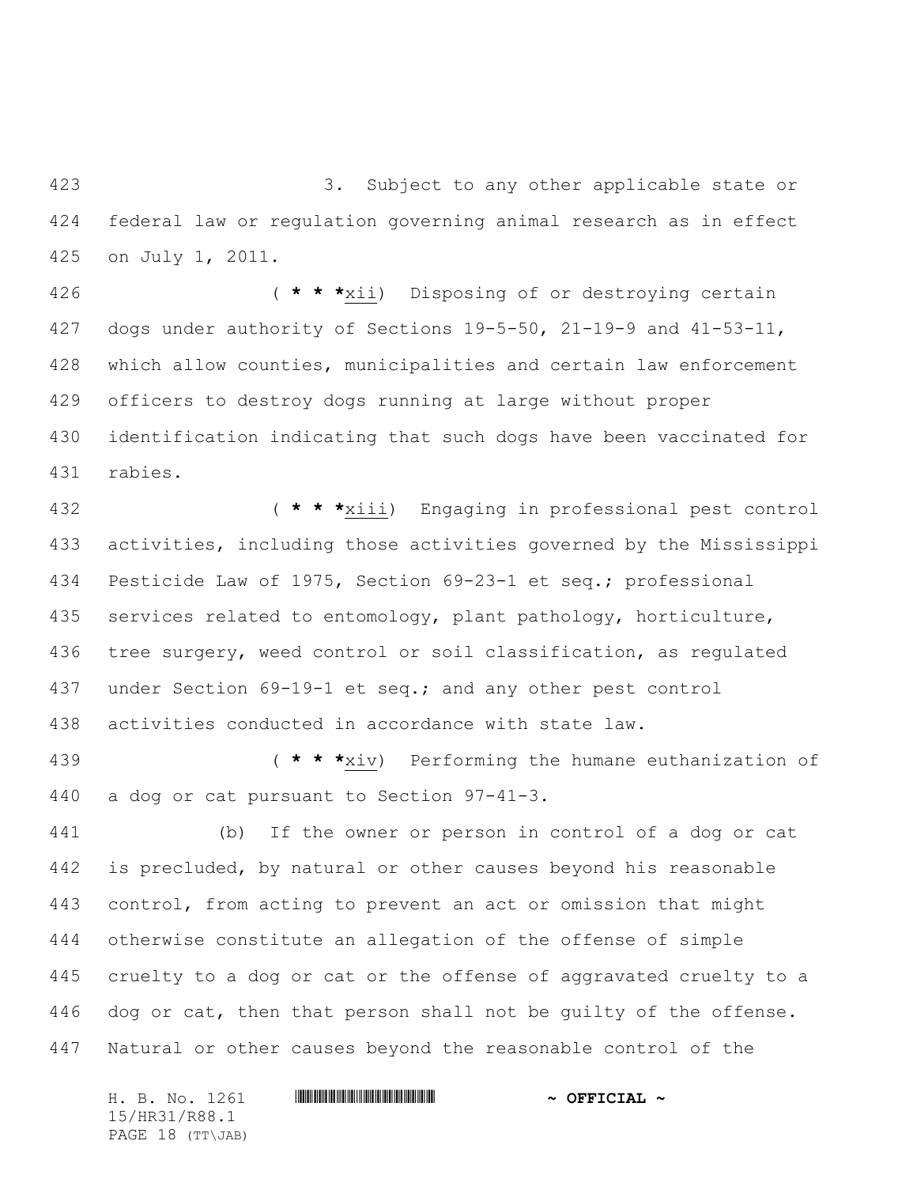3. Subject to any other applicable state or federal law or regulation governing animal research as in effect on July 1, 2011.

( * * *xii) Disposing of or destroying certain dogs under authority of Sections 19-5-50, 21-19-9 and 41-53-11, which allow counties, municipalities and certain law enforcement officers to destroy dogs running at large without proper identification indicating that such dogs have been vaccinated for rabies.

( * * *xiii) Engaging in professional pest control activities, including those activities governed by the Mississippi Pesticide Law of 1975, Section 69-23-1 et seq.; professional services related to entomology, plant pathology, horticulture, tree surgery, weed control or soil classification, as regulated under Section 69-19-1 et seq.; and any other pest control activities conducted in accordance with state law.

( * * *xiv) Performing the humane euthanization of a dog or cat pursuant to Section 97-41-3.

(b) If the owner or person in control of a dog or cat is precluded, by natural or other causes beyond his reasonable control, from acting to prevent an act or omission that might otherwise constitute an allegation of the offense of simple cruelty to a dog or cat or the offense of aggravated cruelty to a dog or cat, then that person shall not be guilty of the offense. Natural or other causes beyond the reasonable control of the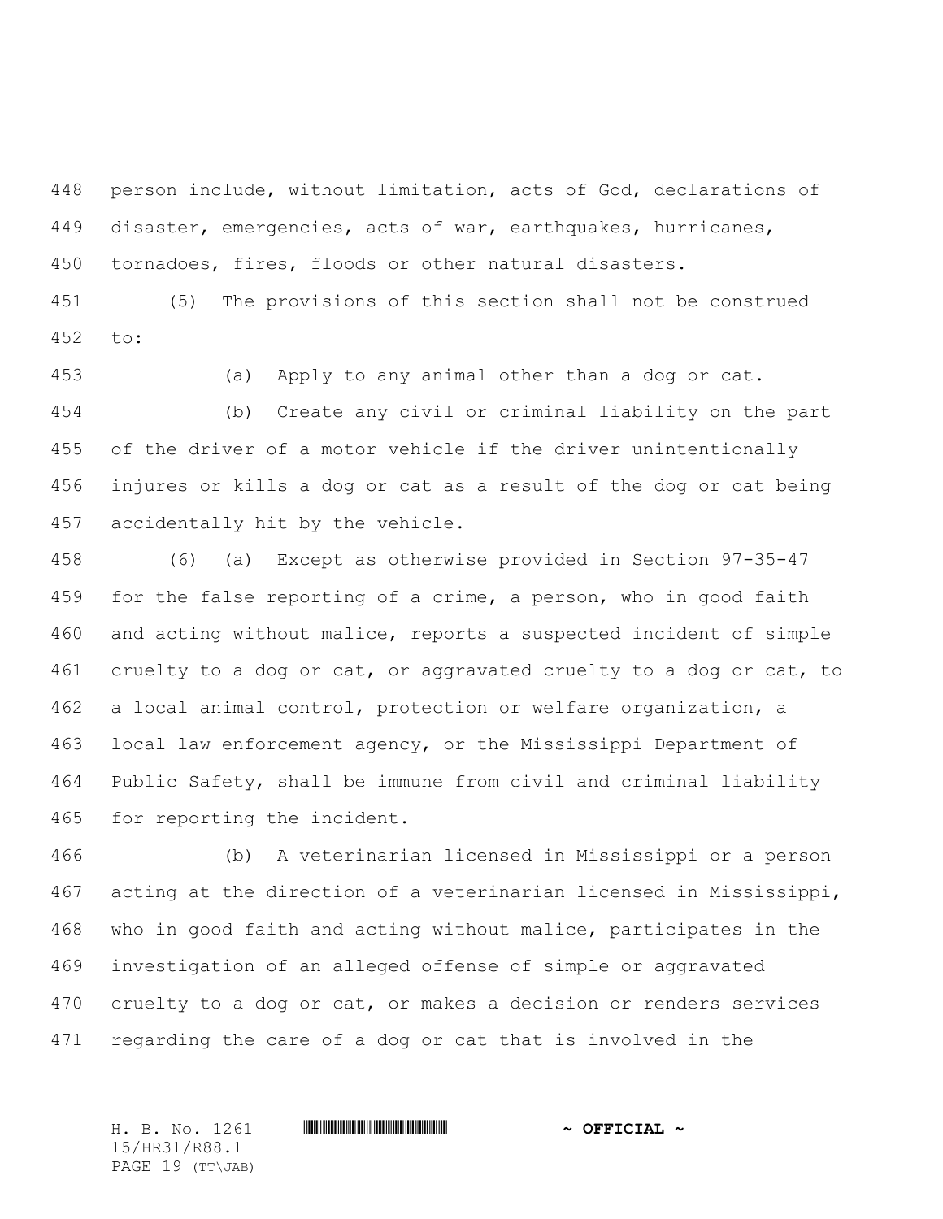person include, without limitation, acts of God, declarations of disaster, emergencies, acts of war, earthquakes, hurricanes, tornadoes, fires, floods or other natural disasters.

(5) The provisions of this section shall not be construed to:

(a) Apply to any animal other than a dog or cat.

(b) Create any civil or criminal liability on the part of the driver of a motor vehicle if the driver unintentionally injures or kills a dog or cat as a result of the dog or cat being accidentally hit by the vehicle.

(6) (a) Except as otherwise provided in Section 97-35-47 for the false reporting of a crime, a person, who in good faith and acting without malice, reports a suspected incident of simple cruelty to a dog or cat, or aggravated cruelty to a dog or cat, to a local animal control, protection or welfare organization, a local law enforcement agency, or the Mississippi Department of Public Safety, shall be immune from civil and criminal liability for reporting the incident.

(b) A veterinarian licensed in Mississippi or a person acting at the direction of a veterinarian licensed in Mississippi, who in good faith and acting without malice, participates in the investigation of an alleged offense of simple or aggravated cruelty to a dog or cat, or makes a decision or renders services regarding the care of a dog or cat that is involved in the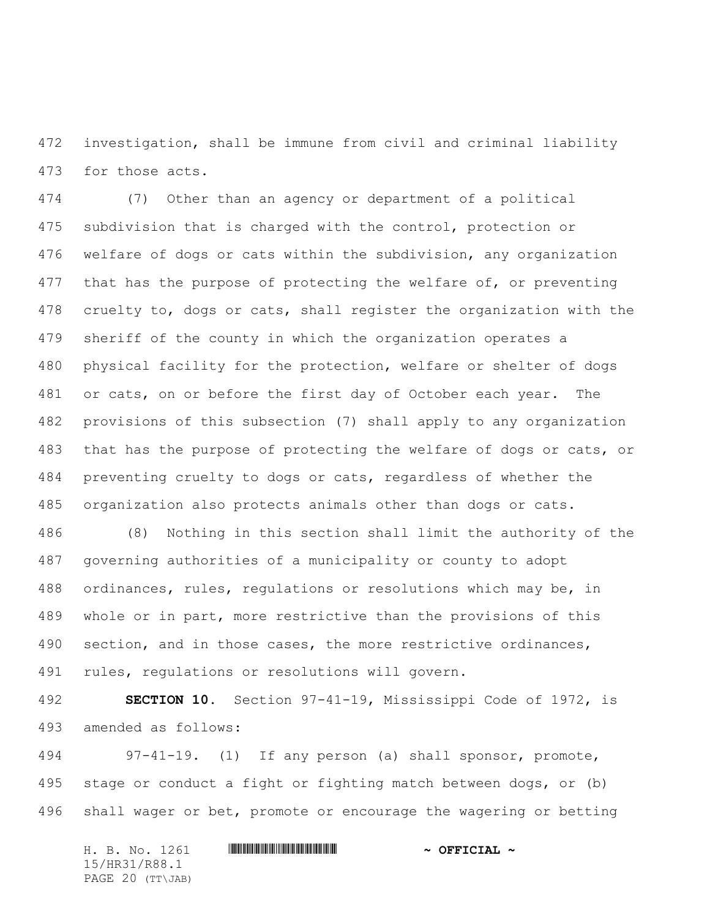investigation, shall be immune from civil and criminal liability for those acts.

(7) Other than an agency or department of a political subdivision that is charged with the control, protection or welfare of dogs or cats within the subdivision, any organization that has the purpose of protecting the welfare of, or preventing cruelty to, dogs or cats, shall register the organization with the sheriff of the county in which the organization operates a physical facility for the protection, welfare or shelter of dogs or cats, on or before the first day of October each year. The provisions of this subsection (7) shall apply to any organization that has the purpose of protecting the welfare of dogs or cats, or preventing cruelty to dogs or cats, regardless of whether the organization also protects animals other than dogs or cats.

(8) Nothing in this section shall limit the authority of the governing authorities of a municipality or county to adopt ordinances, rules, regulations or resolutions which may be, in whole or in part, more restrictive than the provisions of this section, and in those cases, the more restrictive ordinances, rules, regulations or resolutions will govern.

**SECTION 10.** Section 97-41-19, Mississippi Code of 1972, is amended as follows:

97-41-19. (1) If any person (a) shall sponsor, promote, stage or conduct a fight or fighting match between dogs, or (b) shall wager or bet, promote or encourage the wagering or betting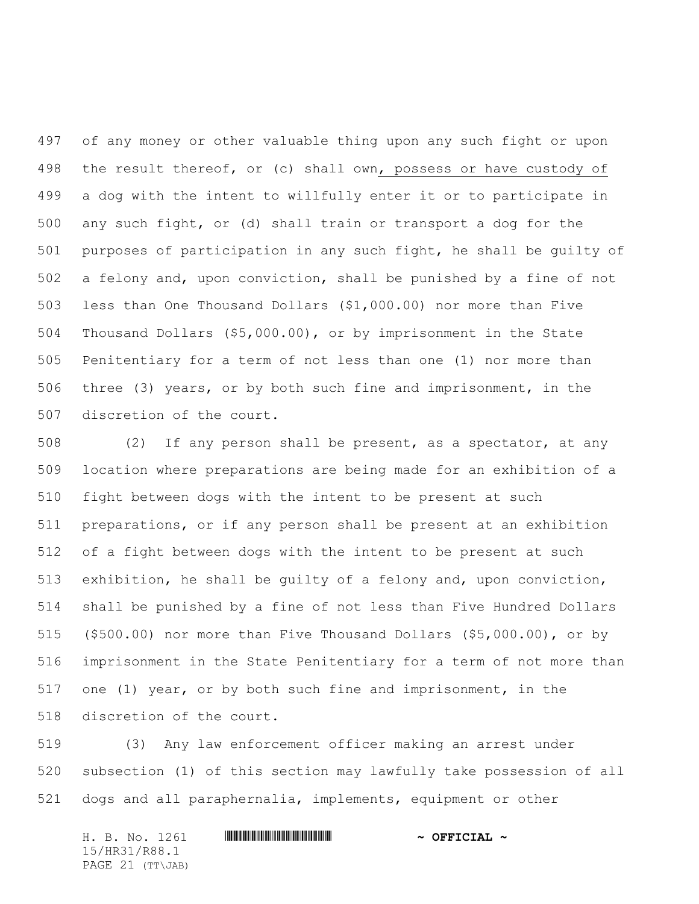of any money or other valuable thing upon any such fight or upon the result thereof, or (c) shall own, possess or have custody of a dog with the intent to willfully enter it or to participate in any such fight, or (d) shall train or transport a dog for the purposes of participation in any such fight, he shall be guilty of a felony and, upon conviction, shall be punished by a fine of not less than One Thousand Dollars ($1,000.00) nor more than Five Thousand Dollars ($5,000.00), or by imprisonment in the State Penitentiary for a term of not less than one (1) nor more than three (3) years, or by both such fine and imprisonment, in the discretion of the court.

(2) If any person shall be present, as a spectator, at any location where preparations are being made for an exhibition of a fight between dogs with the intent to be present at such preparations, or if any person shall be present at an exhibition of a fight between dogs with the intent to be present at such exhibition, he shall be guilty of a felony and, upon conviction, shall be punished by a fine of not less than Five Hundred Dollars ($500.00) nor more than Five Thousand Dollars ($5,000.00), or by imprisonment in the State Penitentiary for a term of not more than one (1) year, or by both such fine and imprisonment, in the discretion of the court.

(3) Any law enforcement officer making an arrest under subsection (1) of this section may lawfully take possession of all dogs and all paraphernalia, implements, equipment or other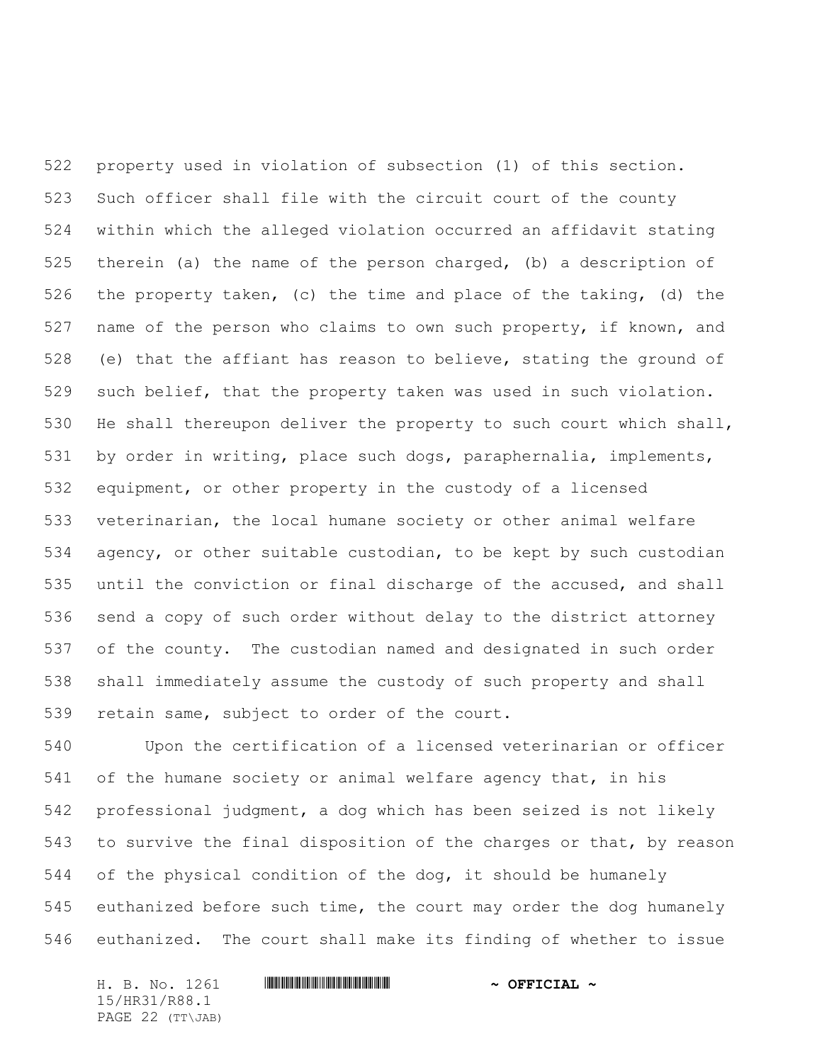property used in violation of subsection (1) of this section. Such officer shall file with the circuit court of the county within which the alleged violation occurred an affidavit stating therein (a) the name of the person charged, (b) a description of the property taken, (c) the time and place of the taking, (d) the name of the person who claims to own such property, if known, and (e) that the affiant has reason to believe, stating the ground of such belief, that the property taken was used in such violation. He shall thereupon deliver the property to such court which shall, by order in writing, place such dogs, paraphernalia, implements, equipment, or other property in the custody of a licensed veterinarian, the local humane society or other animal welfare agency, or other suitable custodian, to be kept by such custodian until the conviction or final discharge of the accused, and shall send a copy of such order without delay to the district attorney of the county. The custodian named and designated in such order shall immediately assume the custody of such property and shall retain same, subject to order of the court.

Upon the certification of a licensed veterinarian or officer of the humane society or animal welfare agency that, in his professional judgment, a dog which has been seized is not likely to survive the final disposition of the charges or that, by reason of the physical condition of the dog, it should be humanely euthanized before such time, the court may order the dog humanely euthanized. The court shall make its finding of whether to issue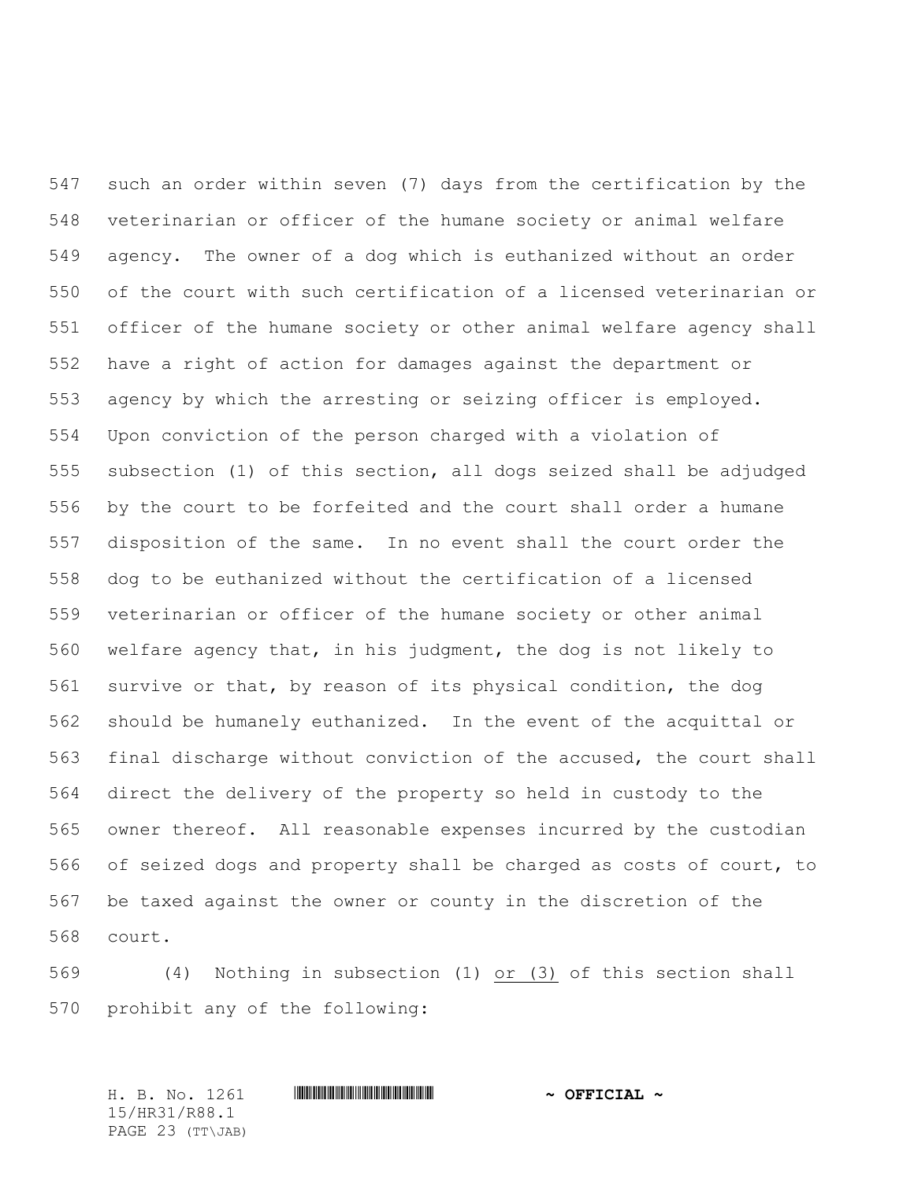such an order within seven (7) days from the certification by the veterinarian or officer of the humane society or animal welfare agency. The owner of a dog which is euthanized without an order of the court with such certification of a licensed veterinarian or officer of the humane society or other animal welfare agency shall have a right of action for damages against the department or agency by which the arresting or seizing officer is employed. Upon conviction of the person charged with a violation of subsection (1) of this section, all dogs seized shall be adjudged by the court to be forfeited and the court shall order a humane disposition of the same. In no event shall the court order the dog to be euthanized without the certification of a licensed veterinarian or officer of the humane society or other animal welfare agency that, in his judgment, the dog is not likely to survive or that, by reason of its physical condition, the dog should be humanely euthanized. In the event of the acquittal or final discharge without conviction of the accused, the court shall direct the delivery of the property so held in custody to the owner thereof. All reasonable expenses incurred by the custodian of seized dogs and property shall be charged as costs of court, to be taxed against the owner or county in the discretion of the court.

(4) Nothing in subsection (1) <u>or (3)</u> of this section shall prohibit any of the following: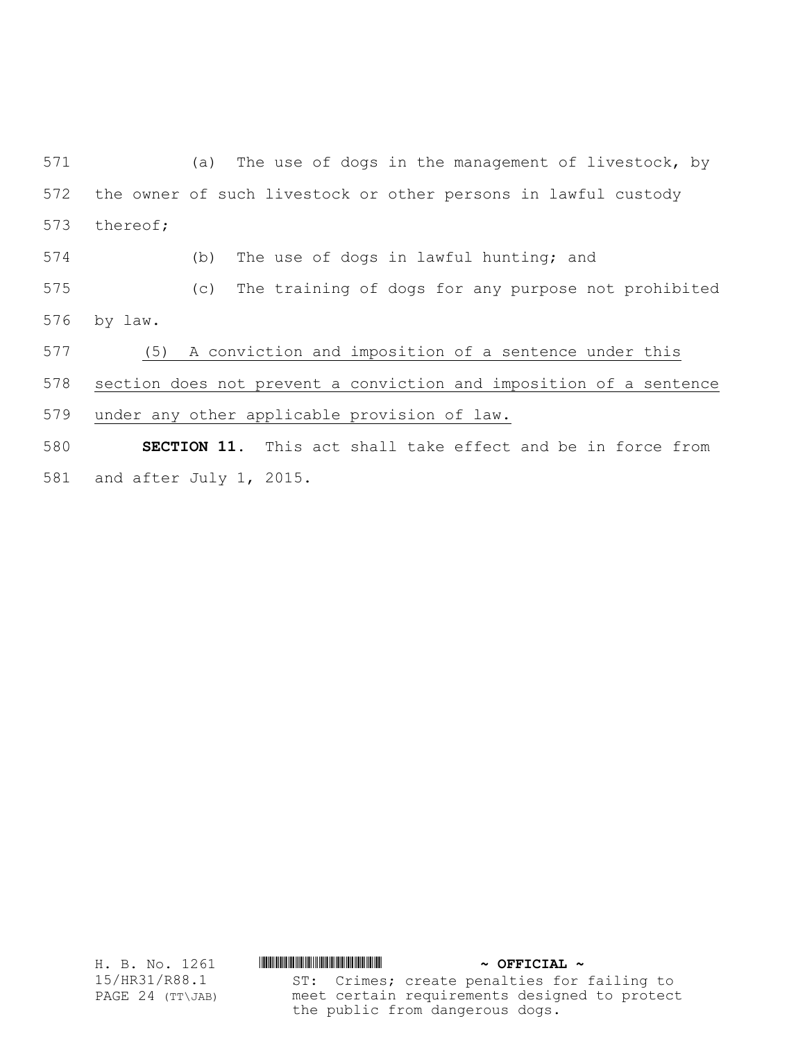(a) The use of dogs in the management of livestock, by the owner of such livestock or other persons in lawful custody thereof;

(b) The use of dogs in lawful hunting; and

(c) The training of dogs for any purpose not prohibited by law.

<u>(5) A conviction and imposition of a sentence under this section does not prevent a conviction and imposition of a sentence under any other applicable provision of law.</u>

**SECTION 11.** This act shall take effect and be in force from and after July 1, 2015.